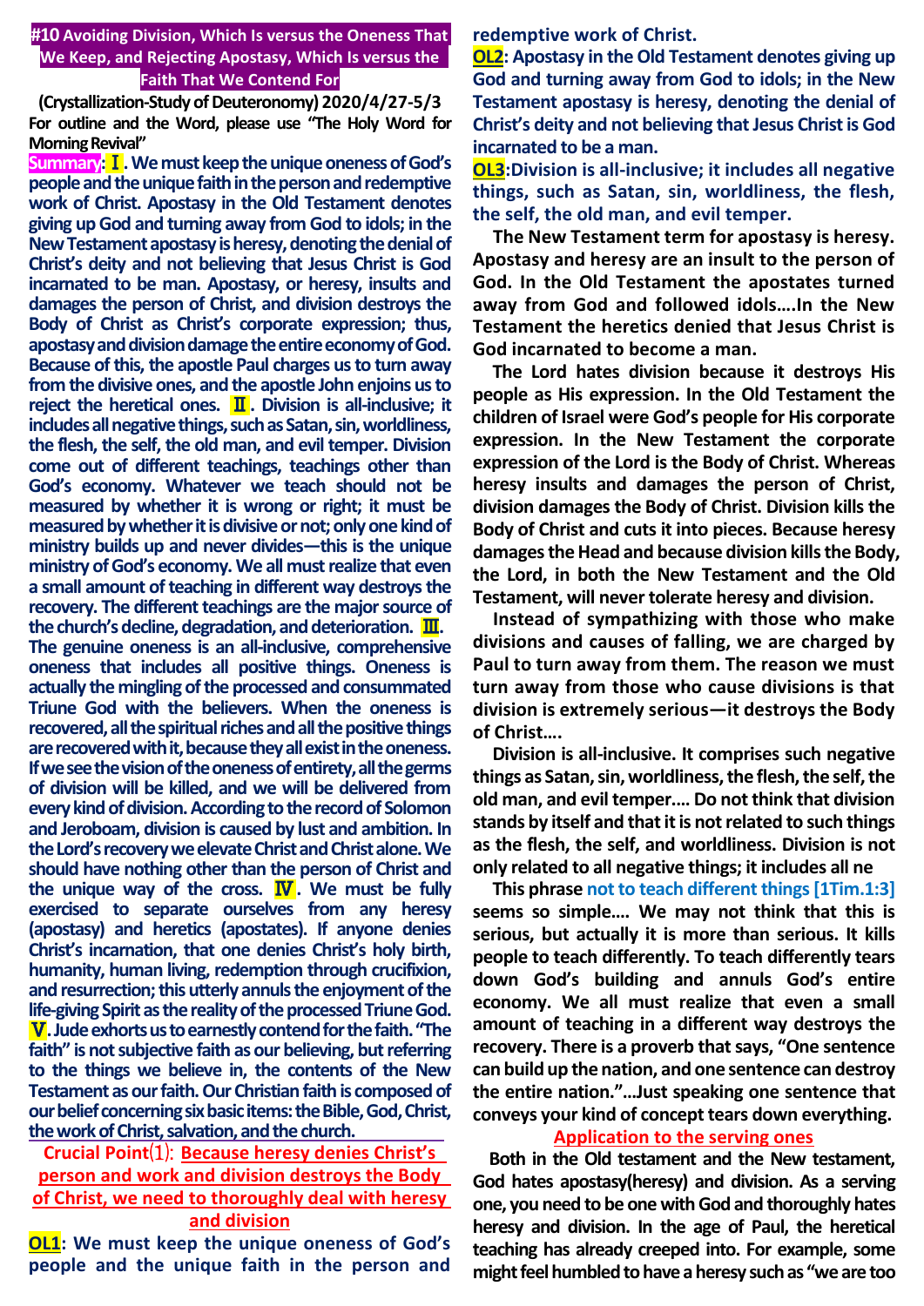# #10 Avoiding Division, Which Is versus the Oneness That We Keep, and Rejecting Apostasy, Which Is versus the Faith That We Contend For

**(Crystallization-Study of Deuteronomy) 2020/4/27-5/3**

**For outline and the Word, please use "The Holy Word for Morning Revival"**

**Summary: Ⅰ. We must keep the unique oneness of God's people and the unique faith in the person and redemptive work of Christ. Apostasy in the Old Testament denotes giving up God and turning away from God to idols; in the New Testament apostasy is heresy, denoting the denial of Christ's deity and not believing that Jesus Christ is God incarnated to be man. Apostasy, or heresy, insults and damages the person of Christ, and division destroys the Body of Christ as Christ's corporate expression; thus, apostasy and division damage the entire economy of God. Because of this, the apostle Paul charges us to turn away from the divisive ones, and the apostle John enjoins us to reject the heretical ones. Ⅱ. Division is all-inclusive; it includes all negative things, such as Satan, sin, worldliness, the flesh, the self, the old man, and evil temper. Division come out of different teachings, teachings other than God's economy. Whatever we teach should not be measured by whether it is wrong or right; it must be measured by whether it is divisive or not; only one kind of ministry builds up and never divides—this is the unique ministry of God's economy. We all must realize that even a small amount of teaching in different way destroys the recovery. The different teachings are the major source of the church's decline, degradation, and deterioration. Ⅲ. The genuine oneness is an all-inclusive, comprehensive oneness that includes all positive things. Oneness is actually the mingling of the processed and consummated Triune God with the believers. When the oneness is recovered, all the spiritual riches and all the positive things are recovered with it, because they all exist in the oneness. If we see the vision of the oneness of entirety, all the germs of division will be killed, and we will be delivered from every kind of division. According to the record of Solomon and Jeroboam, division is caused by lust and ambition. In the Lord's recovery we elevate Christ and Christ alone. We should have nothing other than the person of Christ and the unique way of the cross. Ⅳ. We must be fully exercised to separate ourselves from any heresy (apostasy) and heretics (apostates). If anyone denies Christ's incarnation, that one denies Christ's holy birth, humanity, human living, redemption through crucifixion, and resurrection; this utterly annuls the enjoyment of the life-giving Spirit as the reality of the processed Triune God. Ⅴ. Jude exhorts us to earnestly contend for the faith. "The faith" is not subjective faith as our believing, but referring to the things we believe in, the contents of the New Testament as our faith. Our Christian faith is composed of our belief concerning six basic items: the Bible, God, Christ, the work of Christ, salvation, and the church.**

## Crucial Point⑴: Because heresy denies Christ's person and work and division destroys the Body of Christ, we need to thoroughly deal with heresy and division

**OL1: We must keep the unique oneness of God's people and the unique faith in the person and redemptive work of Christ.**

**OL2: Apostasy in the Old Testament denotes giving up God and turning away from God to idols; in the New Testament apostasy is heresy, denoting the denial of Christ's deity and not believing that Jesus Christ is God incarnated to be a man.**

**OL3: Division is all-inclusive; it includes all negative things, such as Satan, sin, worldliness, the flesh, the self, the old man, and evil temper.**

The New Testament term for apostasy is heresy. Apostasy and heresy are an insult to the person of God. In the Old Testament the apostates turned away from God and followed idols….In the New Testament the heretics denied that Jesus Christ is God incarnated to become a man.

The Lord hates division because it destroys His people as His expression. In the Old Testament the children of Israel were God's people for His corporate expression. In the New Testament the corporate expression of the Lord is the Body of Christ. Whereas heresy insults and damages the person of Christ, division damages the Body of Christ. Division kills the Body of Christ and cuts it into pieces. Because heresy damages the Head and because division kills the Body, the Lord, in both the New Testament and the Old Testament, will never tolerate heresy and division.

Instead of sympathizing with those who make divisions and causes of falling, we are charged by Paul to turn away from them. The reason we must turn away from those who cause divisions is that division is extremely serious—it destroys the Body of Christ….

Division is all-inclusive. It comprises such negative things as Satan, sin, worldliness, the flesh, the self, the old man, and evil temper…. Do not think that division stands by itself and that it is not related to such things as the flesh, the self, and worldliness. Division is not only related to all negative things; it includes all ne

This phrase not to teach different things [1Tim.1:3] seems so simple…. We may not think that this is serious, but actually it is more than serious. It kills people to teach differently. To teach differently tears down God's building and annuls God's entire economy. We all must realize that even a small amount of teaching in a different way destroys the recovery. There is a proverb that says, "One sentence can build up the nation, and one sentence can destroy the entire nation."…Just speaking one sentence that conveys your kind of concept tears down everything.

## Application to the serving ones

Both in the Old testament and the New testament, God hates apostasy(heresy) and division. As a serving one, you need to be one with God and thoroughly hates heresy and division. In the age of Paul, the heretical teaching has already creeped into. For example, some might feel humbled to have a heresy such as "we are too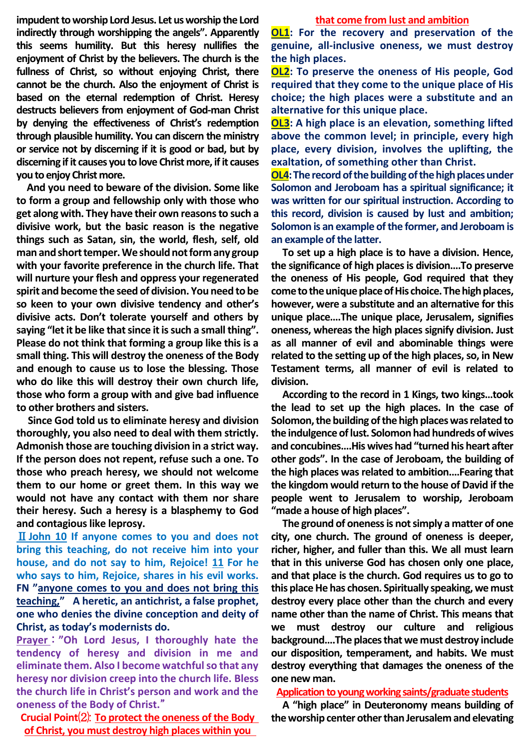**impudent to worship Lord Jesus. Let us worship the Lord indirectly through worshipping the angels". Apparently this seems humility. But this heresy nullifies the enjoyment of Christ by the believers. The church is the fullness of Christ, so without enjoying Christ, there cannot be the church. Also the enjoyment of Christ is based on the eternal redemption of Christ. Heresy destructs believers from enjoyment of God-man Christ by denying the effectiveness of Christ's redemption through plausible humility. You can discern the ministry or service not by discerning if it is good or bad, but by discerning if it causes you to love Christ more, if it causes you to enjoy Christ more.**

**And you need to beware of the division. Some like to form a group and fellowship only with those who get along with. They have their own reasons to such a divisive work, but the basic reason is the negative things such as Satan, sin, the world, flesh, self, old man and short temper. We should not form any group with your favorite preference in the church life. That will nurture your flesh and oppress your regenerated spirit and become the seed of division. You need to be so keen to your own divisive tendency and other's divisive acts. Don't tolerate yourself and others by saying "let it be like that since it is such a small thing". Please do not think that forming a group like this is a small thing. This will destroy the oneness of the Body and enough to cause us to lose the blessing. Those who do like this will destroy their own church life, those who form a group with and give bad influence to other brothers and sisters.**

**Since God told us to eliminate heresy and division thoroughly, you also need to deal with them strictly. Admonish those are touching division in a strict way. If the person does not repent, refuse such a one. To those who preach heresy, we should not welcome them to our home or greet them. In this way we would not have any contact with them nor share their heresy. Such a heresy is a blasphemy to God and contagious like leprosy.**

**Ⅱ John 10 If anyone comes to you and does not bring this teaching, do not receive him into your house, and do not say to him, Rejoice! 11 For he who says to him, Rejoice, shares in his evil works.**
**FN "anyone comes to you and does not bring this teaching," A heretic, an antichrist, a false prophet, one who denies the divine conception and deity of Christ, as today's modernists do.**

**Prayer: "Oh Lord Jesus, I thoroughly hate the tendency of heresy and division in me and eliminate them. Also I become watchful so that any heresy nor division creep into the church life. Bless the church life in Christ's person and work and the oneness of the Body of Christ."**

**Crucial Point⑵: To protect the oneness of the Body of Christ, you must destroy high places within you that come from lust and ambition**

**OL1: For the recovery and preservation of the genuine, all-inclusive oneness, we must destroy the high places.**

**OL2: To preserve the oneness of His people, God required that they come to the unique place of His choice; the high places were a substitute and an alternative for this unique place.**

**OL3: A high place is an elevation, something lifted above the common level; in principle, every high place, every division, involves the uplifting, the exaltation, of something other than Christ.**

**OL4: The record of the building of the high places under Solomon and Jeroboam has a spiritual significance; it was written for our spiritual instruction. According to this record, division is caused by lust and ambition; Solomon is an example of the former, and Jeroboam is an example of the latter.**

**To set up a high place is to have a division. Hence, the significance of high places is division....To preserve the oneness of His people, God required that they come to the unique place of His choice. The high places, however, were a substitute and an alternative for this unique place....The unique place, Jerusalem, signifies oneness, whereas the high places signify division. Just as all manner of evil and abominable things were related to the setting up of the high places, so, in New Testament terms, all manner of evil is related to division.**

**According to the record in 1 Kings, two kings...took the lead to set up the high places. In the case of Solomon, the building of the high places was related to the indulgence of lust. Solomon had hundreds of wives and concubines....His wives had "turned his heart after other gods". In the case of Jeroboam, the building of the high places was related to ambition....Fearing that the kingdom would return to the house of David if the people went to Jerusalem to worship, Jeroboam "made a house of high places".**

**The ground of oneness is not simply a matter of one city, one church. The ground of oneness is deeper, richer, higher, and fuller than this. We all must learn that in this universe God has chosen only one place, and that place is the church. God requires us to go to this place He has chosen. Spiritually speaking, we must destroy every place other than the church and every name other than the name of Christ. This means that we must destroy our culture and religious background....The places that we must destroy include our disposition, temperament, and habits. We must destroy everything that damages the oneness of the one new man.**

**Application to young working saints/graduate students**

**A "high place" in Deuteronomy means building of the worship center other than Jerusalem and elevating**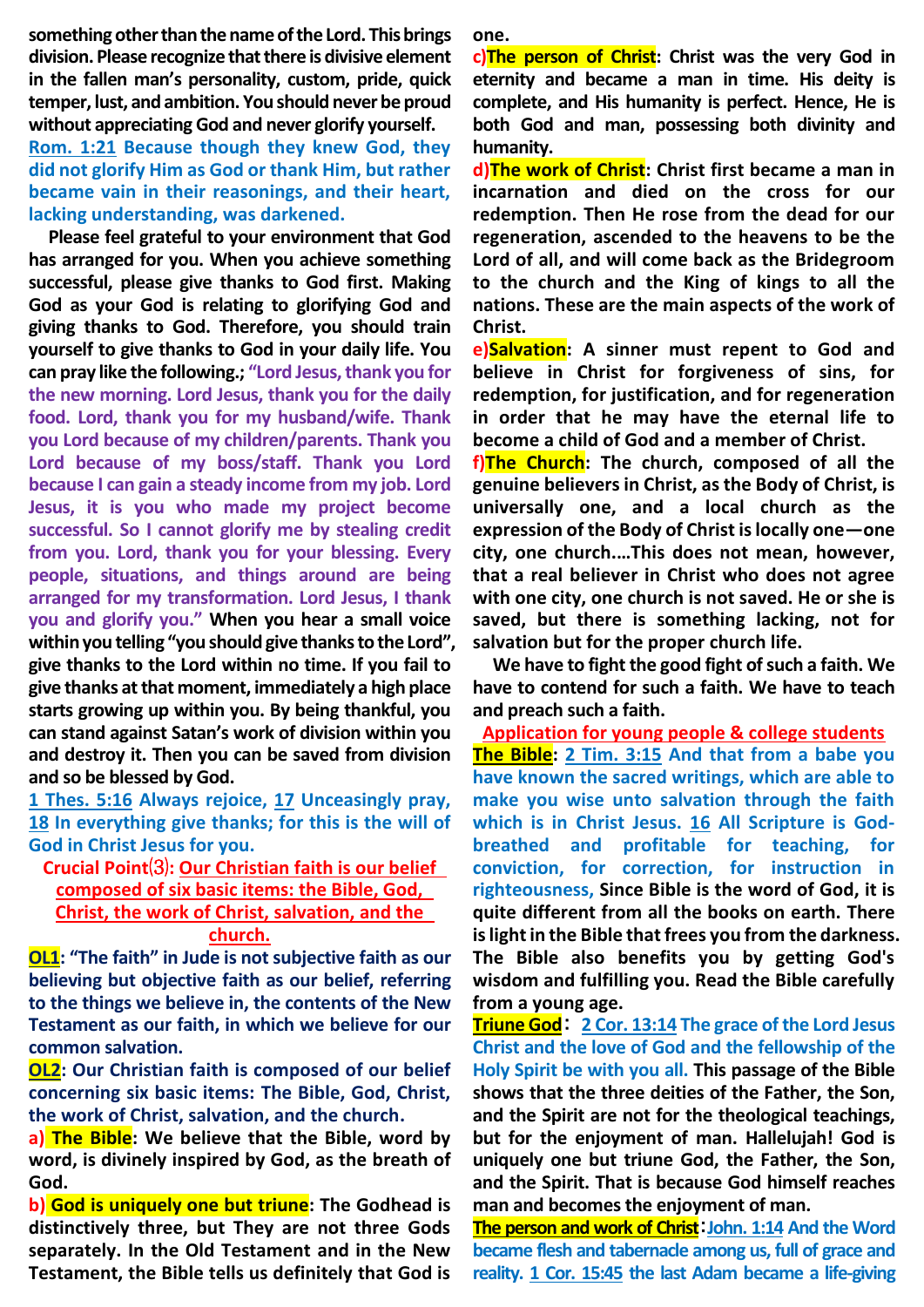**something other than the name of the Lord. This brings division. Please recognize that there is divisive element in the fallen man's personality, custom, pride, quick temper, lust, and ambition. You should never be proud without appreciating God and never glorify yourself.**

**Rom. 1:21 Because though they knew God, they did not glorify Him as God or thank Him, but rather became vain in their reasonings, and their heart, lacking understanding, was darkened.**

**Please feel grateful to your environment that God has arranged for you. When you achieve something successful, please give thanks to God first. Making God as your God is relating to glorifying God and giving thanks to God. Therefore, you should train yourself to give thanks to God in your daily life. You can pray like the following.; "Lord Jesus, thank you for the new morning. Lord Jesus, thank you for the daily food. Lord, thank you for my husband/wife. Thank you Lord because of my children/parents. Thank you Lord because of my boss/staff. Thank you Lord because I can gain a steady income from my job. Lord Jesus, it is you who made my project become successful. So I cannot glorify me by stealing credit from you. Lord, thank you for your blessing. Every people, situations, and things around are being arranged for my transformation. Lord Jesus, I thank you and glorify you." When you hear a small voice within you telling "you should give thanks to the Lord", give thanks to the Lord within no time. If you fail to give thanks at that moment, immediately a high place starts growing up within you. By being thankful, you can stand against Satan's work of division within you and destroy it. Then you can be saved from division and so be blessed by God.**

**1 Thes. 5:16 Always rejoice, 17 Unceasingly pray, 18 In everything give thanks; for this is the will of God in Christ Jesus for you.**

**Crucial Point⑶: Our Christian faith is our belief composed of six basic items: the Bible, God, Christ, the work of Christ, salvation, and the church.**

**OL1: "The faith" in Jude is not subjective faith as our believing but objective faith as our belief, referring to the things we believe in, the contents of the New Testament as our faith, in which we believe for our common salvation.**

**OL2: Our Christian faith is composed of our belief concerning six basic items: The Bible, God, Christ, the work of Christ, salvation, and the church.**

**a) The Bible: We believe that the Bible, word by word, is divinely inspired by God, as the breath of God.**

**b) God is uniquely one but triune: The Godhead is distinctively three, but They are not three Gods separately. In the Old Testament and in the New Testament, the Bible tells us definitely that God is one.**

**c) The person of Christ: Christ was the very God in eternity and became a man in time. His deity is complete, and His humanity is perfect. Hence, He is both God and man, possessing both divinity and humanity.**

**d) The work of Christ: Christ first became a man in incarnation and died on the cross for our redemption. Then He rose from the dead for our regeneration, ascended to the heavens to be the Lord of all, and will come back as the Bridegroom to the church and the King of kings to all the nations. These are the main aspects of the work of Christ.**

**e) Salvation: A sinner must repent to God and believe in Christ for forgiveness of sins, for redemption, for justification, and for regeneration in order that he may have the eternal life to become a child of God and a member of Christ.**

**f) The Church: The church, composed of all the genuine believers in Christ, as the Body of Christ, is universally one, and a local church as the expression of the Body of Christ is locally one—one city, one church.…This does not mean, however, that a real believer in Christ who does not agree with one city, one church is not saved. He or she is saved, but there is something lacking, not for salvation but for the proper church life.**

**We have to fight the good fight of such a faith. We have to contend for such a faith. We have to teach and preach such a faith.**

**Application for young people & college students**

**The Bible: 2 Tim. 3:15 And that from a babe you have known the sacred writings, which are able to make you wise unto salvation through the faith which is in Christ Jesus. 16 All Scripture is God-breathed and profitable for teaching, for conviction, for correction, for instruction in righteousness, Since Bible is the word of God, it is quite different from all the books on earth. There is light in the Bible that frees you from the darkness. The Bible also benefits you by getting God's wisdom and fulfilling you. Read the Bible carefully from a young age.**

**Triune God： 2 Cor. 13:14 The grace of the Lord Jesus Christ and the love of God and the fellowship of the Holy Spirit be with you all. This passage of the Bible shows that the three deities of the Father, the Son, and the Spirit are not for the theological teachings, but for the enjoyment of man. Hallelujah! God is uniquely one but triune God, the Father, the Son, and the Spirit. That is because God himself reaches man and becomes the enjoyment of man.**

**The person and work of Christ：John. 1:14 And the Word became flesh and tabernacle among us, full of grace and reality. 1 Cor. 15:45 the last Adam became a life-giving**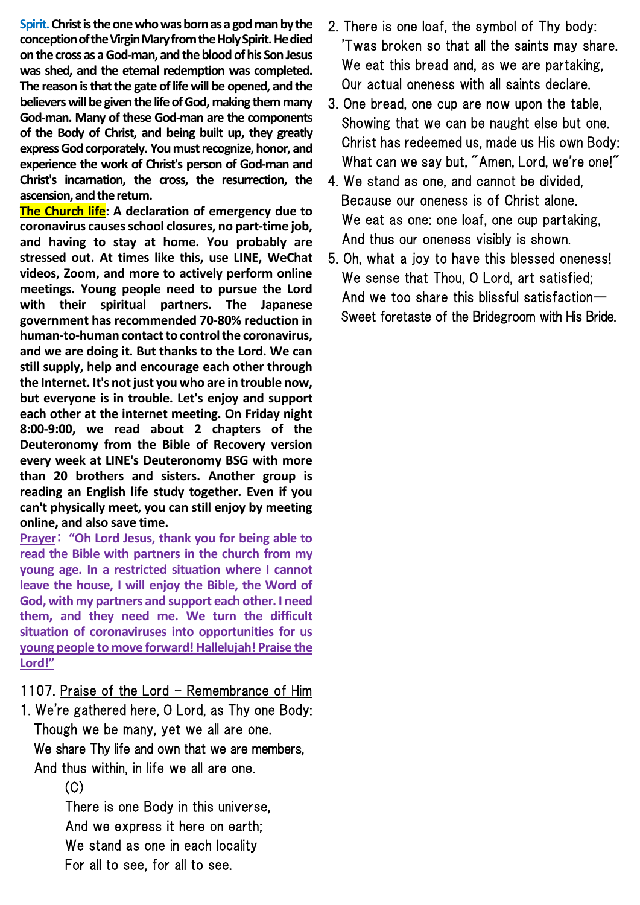**Spirit. Christ is the one who was born as a god man by the conception of the Virgin Mary from the Holy Spirit. He died on the cross as a God-man, and the blood of his Son Jesus was shed, and the eternal redemption was completed. The reason is that the gate of life will be opened, and the believers will be given the life of God, making them many God-man. Many of these God-man are the components of the Body of Christ, and being built up, they greatly express God corporately. You must recognize, honor, and experience the work of Christ's person of God-man and Christ's incarnation, the cross, the resurrection, the ascension, and the return.**

**The Church life: A declaration of emergency due to coronavirus causes school closures, no part-time job, and having to stay at home. You probably are stressed out. At times like this, use LINE, WeChat videos, Zoom, and more to actively perform online meetings. Young people need to pursue the Lord with their spiritual partners. The Japanese government has recommended 70-80% reduction in human-to-human contact to control the coronavirus, and we are doing it. But thanks to the Lord. We can still supply, help and encourage each other through the Internet. It's not just you who are in trouble now, but everyone is in trouble. Let's enjoy and support each other at the internet meeting. On Friday night 8:00-9:00, we read about 2 chapters of the Deuteronomy from the Bible of Recovery version every week at LINE's Deuteronomy BSG with more than 20 brothers and sisters. Another group is reading an English life study together. Even if you can't physically meet, you can still enjoy by meeting online, and also save time.**

**Prayer: "Oh Lord Jesus, thank you for being able to read the Bible with partners in the church from my young age. In a restricted situation where I cannot leave the house, I will enjoy the Bible, the Word of God, with my partners and support each other. I need them, and they need me. We turn the difficult situation of coronaviruses into opportunities for us young people to move forward! Hallelujah! Praise the Lord!"**

1107. Praise of the Lord – Remembrance of Him

1. We're gathered here, O Lord, as Thy one Body:
   Though we be many, yet we all are one.
   We share Thy life and own that we are members,
   And thus within, in life we all are one.

   (C)
   There is one Body in this universe,
   And we express it here on earth;
   We stand as one in each locality
   For all to see, for all to see.

2. There is one loaf, the symbol of Thy body:
   'Twas broken so that all the saints may share.
   We eat this bread and, as we are partaking,
   Our actual oneness with all saints declare.

3. One bread, one cup are now upon the table,
   Showing that we can be naught else but one.
   Christ has redeemed us, made us His own Body:
   What can we say but, "Amen, Lord, we're one!"

4. We stand as one, and cannot be divided,
   Because our oneness is of Christ alone.
   We eat as one: one loaf, one cup partaking,
   And thus our oneness visibly is shown.

5. Oh, what a joy to have this blessed oneness!
   We sense that Thou, O Lord, art satisfied;
   And we too share this blissful satisfaction—
   Sweet foretaste of the Bridegroom with His Bride.